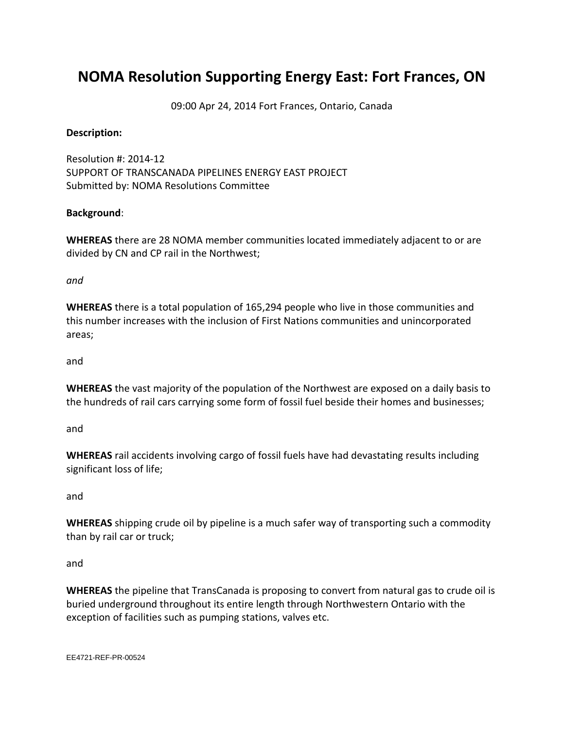# NOMA Resolution Supporting Energy East: Fort Frances, ON

09:00 Apr 24, 2014 Fort Frances, Ontario, Canada

**Description:**

Resolution #: 2014-12
SUPPORT OF TRANSCANADA PIPELINES ENERGY EAST PROJECT
Submitted by: NOMA Resolutions Committee

**Background**:

**WHEREAS** there are 28 NOMA member communities located immediately adjacent to or are divided by CN and CP rail in the Northwest;

*and*

**WHEREAS** there is a total population of 165,294 people who live in those communities and this number increases with the inclusion of First Nations communities and unincorporated areas;

and

**WHEREAS** the vast majority of the population of the Northwest are exposed on a daily basis to the hundreds of rail cars carrying some form of fossil fuel beside their homes and businesses;

and

**WHEREAS** rail accidents involving cargo of fossil fuels have had devastating results including significant loss of life;

and

**WHEREAS** shipping crude oil by pipeline is a much safer way of transporting such a commodity than by rail car or truck;

and

**WHEREAS** the pipeline that TransCanada is proposing to convert from natural gas to crude oil is buried underground throughout its entire length through Northwestern Ontario with the exception of facilities such as pumping stations, valves etc.

EE4721-REF-PR-00524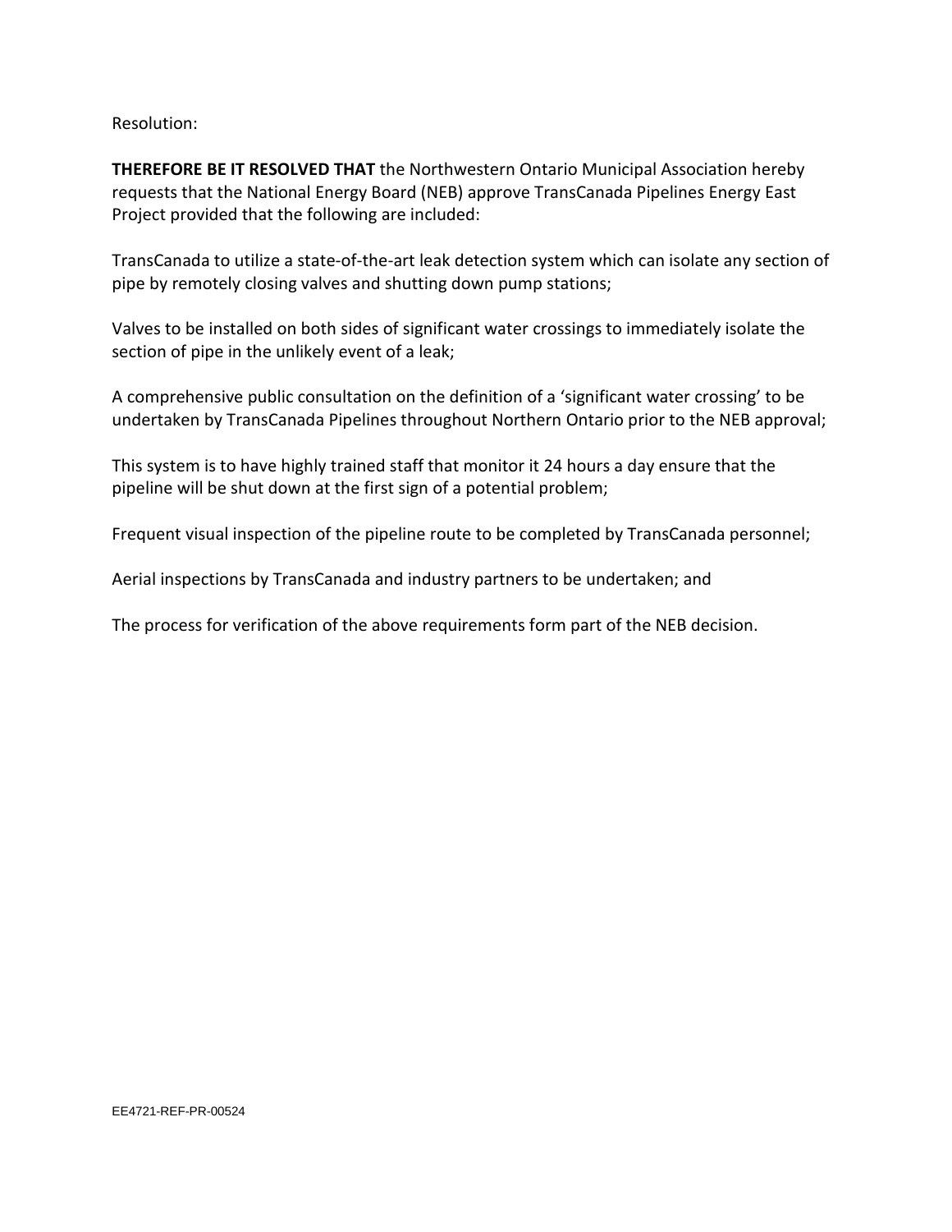Resolution:

**THEREFORE BE IT RESOLVED THAT** the Northwestern Ontario Municipal Association hereby requests that the National Energy Board (NEB) approve TransCanada Pipelines Energy East Project provided that the following are included:

TransCanada to utilize a state-of-the-art leak detection system which can isolate any section of pipe by remotely closing valves and shutting down pump stations;

Valves to be installed on both sides of significant water crossings to immediately isolate the section of pipe in the unlikely event of a leak;

A comprehensive public consultation on the definition of a 'significant water crossing' to be undertaken by TransCanada Pipelines throughout Northern Ontario prior to the NEB approval;

This system is to have highly trained staff that monitor it 24 hours a day ensure that the pipeline will be shut down at the first sign of a potential problem;

Frequent visual inspection of the pipeline route to be completed by TransCanada personnel;

Aerial inspections by TransCanada and industry partners to be undertaken; and

The process for verification of the above requirements form part of the NEB decision.

EE4721-REF-PR-00524